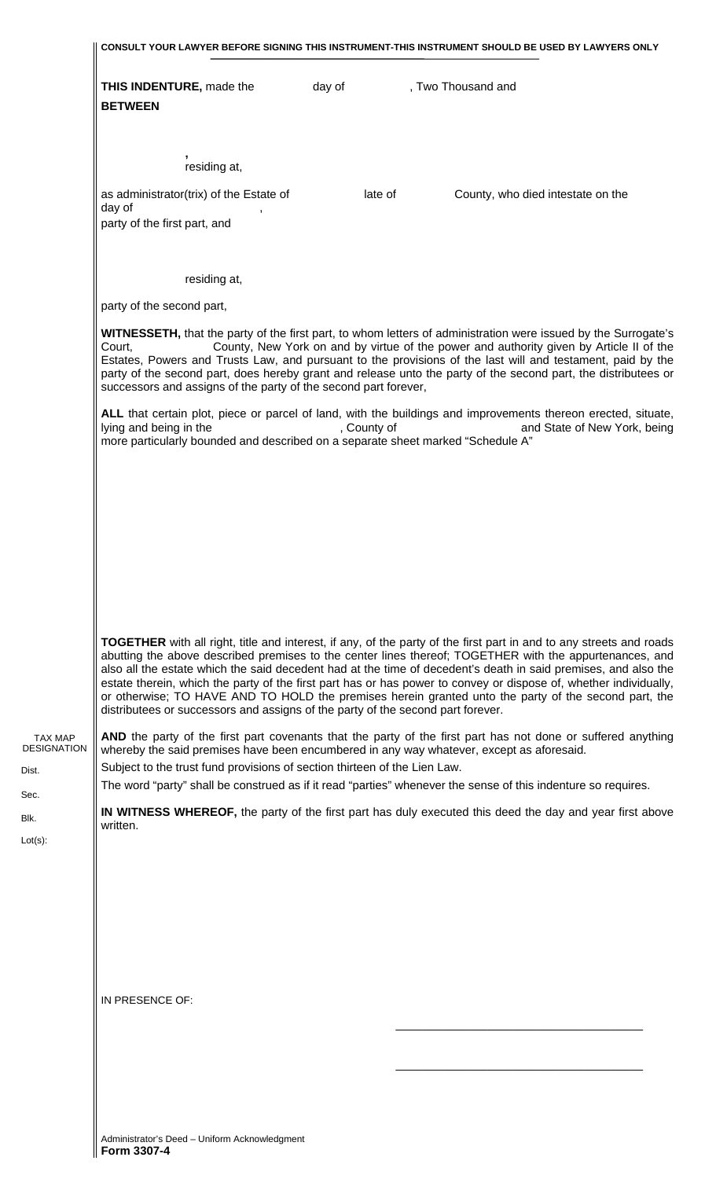**CONSULT YOUR LAWYER BEFORE SIGNING THIS INSTRUMENT-THIS INSTRUMENT SHOULD BE USED BY LAWYERS ONLY**

**THIS INDENTURE,** made the day of , Two Thousand and

**BETWEEN**

,

residing at,

as administrator(trix) of the Estate of late of County, who died intestate on the day of ,

party of the first part, and

residing at,

party of the second part,

**WITNESSETH,** that the party of the first part, to whom letters of administration were issued by the Surrogate's Court, County, New York on and by virtue of the power and authority given by Article II of the Estates, Powers and Trusts Law, and pursuant to the provisions of the last will and testament, paid by the party of the second part, does hereby grant and release unto the party of the second part, the distributees or successors and assigns of the party of the second part forever,

**ALL** that certain plot, piece or parcel of land, with the buildings and improvements thereon erected, situate, lying and being in the , County of and State of New York, being more particularly bounded and described on a separate sheet marked "Schedule A"

**TOGETHER** with all right, title and interest, if any, of the party of the first part in and to any streets and roads abutting the above described premises to the center lines thereof; TOGETHER with the appurtenances, and also all the estate which the said decedent had at the time of decedent's death in said premises, and also the estate therein, which the party of the first part has or has power to convey or dispose of, whether individually, or otherwise; TO HAVE AND TO HOLD the premises herein granted unto the party of the second part, the distributees or successors and assigns of the party of the second part forever.

TAX MAP DESIGNATION

Dist.

Sec.

Blk.

Lot(s):

**AND** the party of the first part covenants that the party of the first part has not done or suffered anything whereby the said premises have been encumbered in any way whatever, except as aforesaid.

Subject to the trust fund provisions of section thirteen of the Lien Law.

The word "party" shall be construed as if it read "parties" whenever the sense of this indenture so requires.

**IN WITNESS WHEREOF,** the party of the first part has duly executed this deed the day and year first above written.

IN PRESENCE OF:

\_\_\_\_\_\_\_\_\_\_\_\_\_\_\_\_\_\_\_\_\_\_\_\_\_\_\_\_\_\_\_\_\_\_\_\_\_\_

\_\_\_\_\_\_\_\_\_\_\_\_\_\_\_\_\_\_\_\_\_\_\_\_\_\_\_\_\_\_\_\_\_\_\_\_\_\_

Administrator's Deed – Uniform Acknowledgment
**Form 3307-4**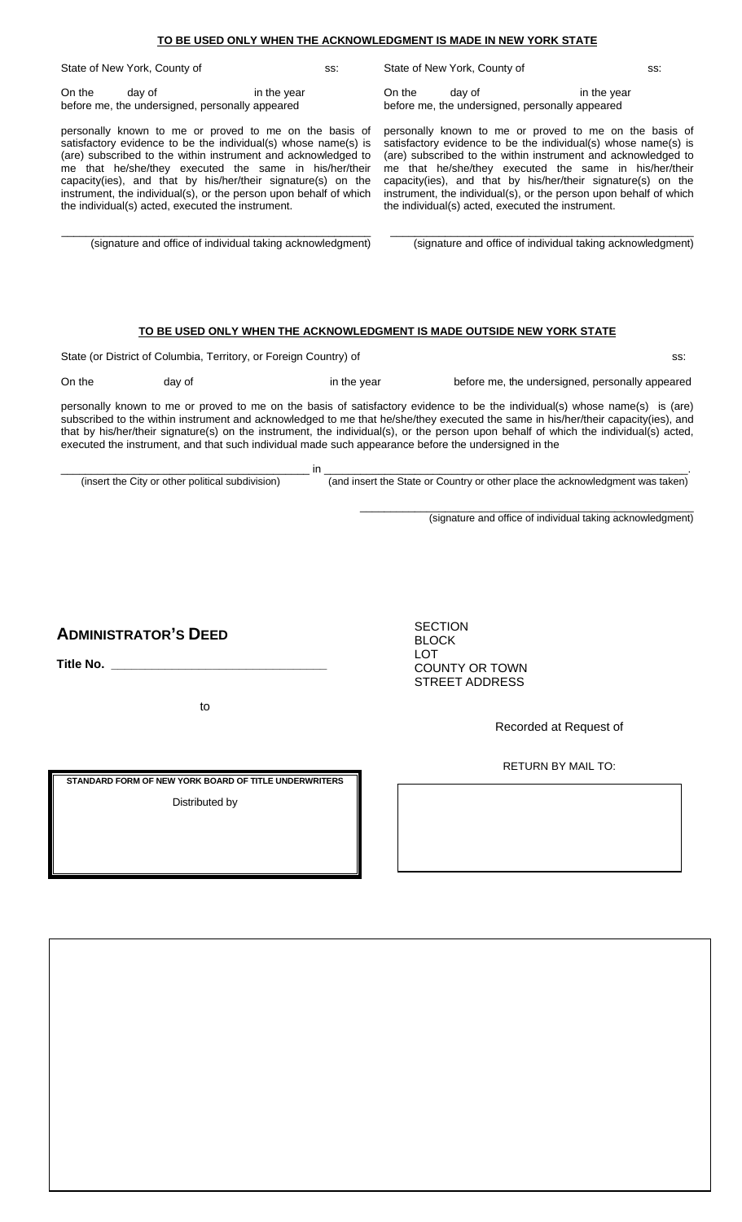**TO BE USED ONLY WHEN THE ACKNOWLEDGMENT IS MADE IN NEW YORK STATE**

State of New York, County of ss:

On the day of in the year
before me, the undersigned, personally appeared

personally known to me or proved to me on the basis of satisfactory evidence to be the individual(s) whose name(s) is (are) subscribed to the within instrument and acknowledged to me that he/she/they executed the same in his/her/their capacity(ies), and that by his/her/their signature(s) on the instrument, the individual(s), or the person upon behalf of which the individual(s) acted, executed the instrument.

\_\_\_\_\_\_\_\_\_\_\_\_\_\_\_\_\_\_\_\_\_\_\_\_\_\_\_\_\_\_\_\_\_\_\_\_\_\_\_\_\_\_\_\_
(signature and office of individual taking acknowledgment)

State of New York, County of ss:

On the day of in the year
before me, the undersigned, personally appeared

personally known to me or proved to me on the basis of satisfactory evidence to be the individual(s) whose name(s) is (are) subscribed to the within instrument and acknowledged to me that he/she/they executed the same in his/her/their capacity(ies), and that by his/her/their signature(s) on the instrument, the individual(s), or the person upon behalf of which the individual(s) acted, executed the instrument.

\_\_\_\_\_\_\_\_\_\_\_\_\_\_\_\_\_\_\_\_\_\_\_\_\_\_\_\_\_\_\_\_\_\_\_\_\_\_\_\_\_\_\_\_
(signature and office of individual taking acknowledgment)

**TO BE USED ONLY WHEN THE ACKNOWLEDGMENT IS MADE OUTSIDE NEW YORK STATE**

State (or District of Columbia, Territory, or Foreign Country) of ss:

On the day of in the year before me, the undersigned, personally appeared

personally known to me or proved to me on the basis of satisfactory evidence to be the individual(s) whose name(s) is (are) subscribed to the within instrument and acknowledged to me that he/she/they executed the same in his/her/their capacity(ies), and that by his/her/their signature(s) on the instrument, the individual(s), or the person upon behalf of which the individual(s) acted, executed the instrument, and that such individual made such appearance before the undersigned in the

\_\_\_\_\_\_\_\_\_\_\_\_\_\_\_\_\_\_\_\_\_\_\_\_\_\_\_\_\_\_\_\_\_\_\_\_\_\_\_\_ in \_\_\_\_\_\_\_\_\_\_\_\_\_\_\_\_\_\_\_\_\_\_\_\_\_\_\_\_\_\_\_\_\_\_\_\_\_\_\_\_\_\_\_\_\_\_\_\_.
(insert the City or other political subdivision) (and insert the State or Country or other place the acknowledgment was taken)

\_\_\_\_\_\_\_\_\_\_\_\_\_\_\_\_\_\_\_\_\_\_\_\_\_\_\_\_\_\_\_\_\_\_\_\_\_\_\_\_\_\_\_\_
(signature and office of individual taking acknowledgment)

## ADMINISTRATOR'S DEED

**Title No. \_\_\_\_\_\_\_\_\_\_\_\_\_\_\_\_\_\_\_\_\_\_\_\_\_\_\_\_\_\_**

to

**STANDARD FORM OF NEW YORK BOARD OF TITLE UNDERWRITERS**

Distributed by

SECTION
BLOCK
LOT
COUNTY OR TOWN
STREET ADDRESS

Recorded at Request of

RETURN BY MAIL TO: